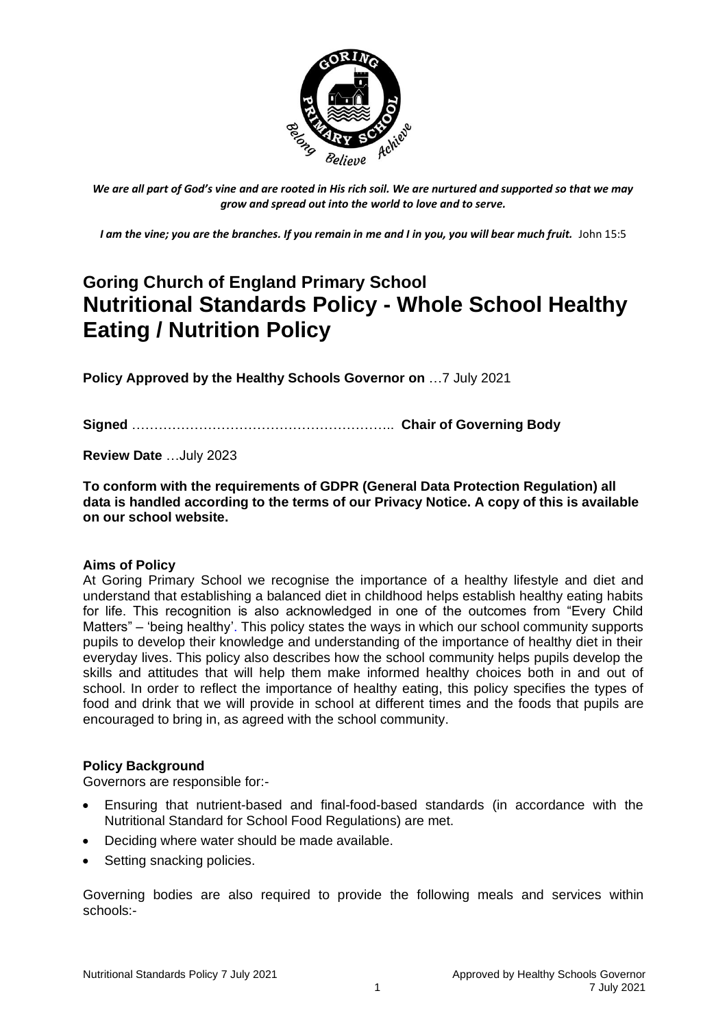*We are all part of God's vine and are rooted in His rich soil. We are nurtured and supported so that we may grow and spread out into the world to love and to serve.*

***I am the vine; you are the branches. If you remain in me and I in you, you will bear much fruit.*** John 15:5

# Goring Church of England Primary School
# Nutritional Standards Policy - Whole School Healthy Eating / Nutrition Policy

**Policy Approved by the Healthy Schools Governor on** …7 July 2021

**Signed** ………………………………………………….. **Chair of Governing Body**

**Review Date** …July 2023

**To conform with the requirements of GDPR (General Data Protection Regulation) all data is handled according to the terms of our Privacy Notice. A copy of this is available on our school website.**

### Aims of Policy

At Goring Primary School we recognise the importance of a healthy lifestyle and diet and understand that establishing a balanced diet in childhood helps establish healthy eating habits for life. This recognition is also acknowledged in one of the outcomes from "Every Child Matters" – 'being healthy'. This policy states the ways in which our school community supports pupils to develop their knowledge and understanding of the importance of healthy diet in their everyday lives. This policy also describes how the school community helps pupils develop the skills and attitudes that will help them make informed healthy choices both in and out of school. In order to reflect the importance of healthy eating, this policy specifies the types of food and drink that we will provide in school at different times and the foods that pupils are encouraged to bring in, as agreed with the school community.

### Policy Background

Governors are responsible for:-

- Ensuring that nutrient-based and final-food-based standards (in accordance with the Nutritional Standard for School Food Regulations) are met.
- Deciding where water should be made available.
- Setting snacking policies.

Governing bodies are also required to provide the following meals and services within schools:-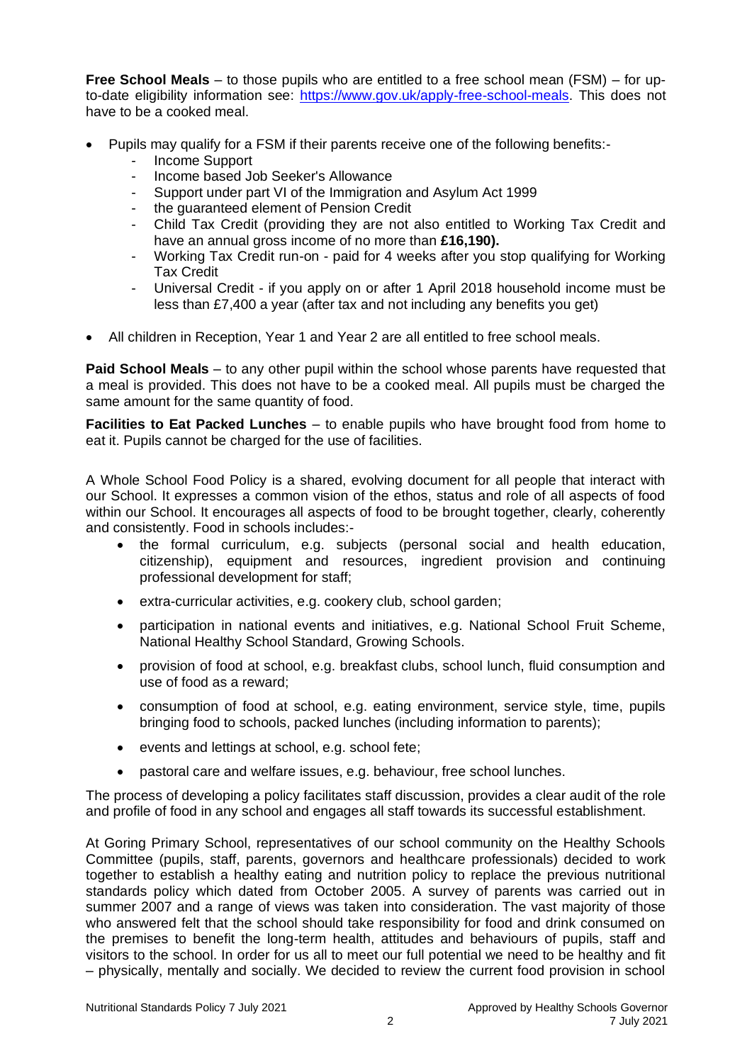**Free School Meals** – to those pupils who are entitled to a free school mean (FSM) – for up-to-date eligibility information see: [https://www.gov.uk/apply-free-school-meals](https://www.gov.uk/apply-free-school-meals). This does not have to be a cooked meal.

- Pupils may qualify for a FSM if their parents receive one of the following benefits:-
  - Income Support
  - Income based Job Seeker's Allowance
  - Support under part VI of the Immigration and Asylum Act 1999
  - the guaranteed element of Pension Credit
  - Child Tax Credit (providing they are not also entitled to Working Tax Credit and have an annual gross income of no more than **£16,190).**
  - Working Tax Credit run-on - paid for 4 weeks after you stop qualifying for Working Tax Credit
  - Universal Credit - if you apply on or after 1 April 2018 household income must be less than £7,400 a year (after tax and not including any benefits you get)
- All children in Reception, Year 1 and Year 2 are all entitled to free school meals.

**Paid School Meals** – to any other pupil within the school whose parents have requested that a meal is provided. This does not have to be a cooked meal. All pupils must be charged the same amount for the same quantity of food.

**Facilities to Eat Packed Lunches** – to enable pupils who have brought food from home to eat it. Pupils cannot be charged for the use of facilities.

A Whole School Food Policy is a shared, evolving document for all people that interact with our School. It expresses a common vision of the ethos, status and role of all aspects of food within our School. It encourages all aspects of food to be brought together, clearly, coherently and consistently. Food in schools includes:-

- the formal curriculum, e.g. subjects (personal social and health education, citizenship), equipment and resources, ingredient provision and continuing professional development for staff;
- extra-curricular activities, e.g. cookery club, school garden;
- participation in national events and initiatives, e.g. National School Fruit Scheme, National Healthy School Standard, Growing Schools.
- provision of food at school, e.g. breakfast clubs, school lunch, fluid consumption and use of food as a reward;
- consumption of food at school, e.g. eating environment, service style, time, pupils bringing food to schools, packed lunches (including information to parents);
- events and lettings at school, e.g. school fete;
- pastoral care and welfare issues, e.g. behaviour, free school lunches.

The process of developing a policy facilitates staff discussion, provides a clear audit of the role and profile of food in any school and engages all staff towards its successful establishment.

At Goring Primary School, representatives of our school community on the Healthy Schools Committee (pupils, staff, parents, governors and healthcare professionals) decided to work together to establish a healthy eating and nutrition policy to replace the previous nutritional standards policy which dated from October 2005. A survey of parents was carried out in summer 2007 and a range of views was taken into consideration. The vast majority of those who answered felt that the school should take responsibility for food and drink consumed on the premises to benefit the long-term health, attitudes and behaviours of pupils, staff and visitors to the school. In order for us all to meet our full potential we need to be healthy and fit – physically, mentally and socially. We decided to review the current food provision in school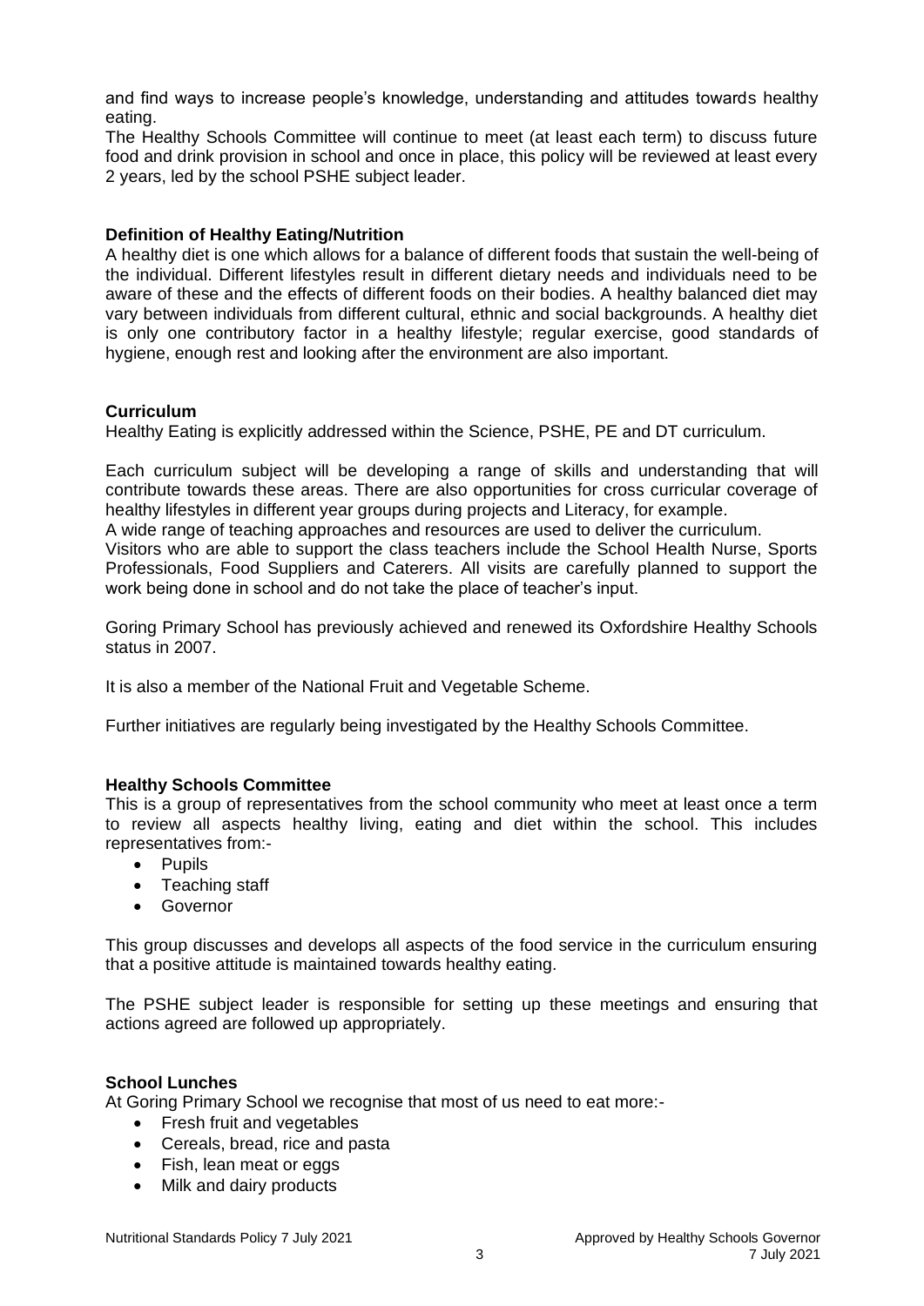and find ways to increase people's knowledge, understanding and attitudes towards healthy eating.

The Healthy Schools Committee will continue to meet (at least each term) to discuss future food and drink provision in school and once in place, this policy will be reviewed at least every 2 years, led by the school PSHE subject leader.

**Definition of Healthy Eating/Nutrition**

A healthy diet is one which allows for a balance of different foods that sustain the well-being of the individual. Different lifestyles result in different dietary needs and individuals need to be aware of these and the effects of different foods on their bodies. A healthy balanced diet may vary between individuals from different cultural, ethnic and social backgrounds. A healthy diet is only one contributory factor in a healthy lifestyle; regular exercise, good standards of hygiene, enough rest and looking after the environment are also important.

**Curriculum**

Healthy Eating is explicitly addressed within the Science, PSHE, PE and DT curriculum.

Each curriculum subject will be developing a range of skills and understanding that will contribute towards these areas. There are also opportunities for cross curricular coverage of healthy lifestyles in different year groups during projects and Literacy, for example.

A wide range of teaching approaches and resources are used to deliver the curriculum.

Visitors who are able to support the class teachers include the School Health Nurse, Sports Professionals, Food Suppliers and Caterers. All visits are carefully planned to support the work being done in school and do not take the place of teacher's input.

Goring Primary School has previously achieved and renewed its Oxfordshire Healthy Schools status in 2007.

It is also a member of the National Fruit and Vegetable Scheme.

Further initiatives are regularly being investigated by the Healthy Schools Committee.

**Healthy Schools Committee**

This is a group of representatives from the school community who meet at least once a term to review all aspects healthy living, eating and diet within the school. This includes representatives from:-

- Pupils
- Teaching staff
- Governor

This group discusses and develops all aspects of the food service in the curriculum ensuring that a positive attitude is maintained towards healthy eating.

The PSHE subject leader is responsible for setting up these meetings and ensuring that actions agreed are followed up appropriately.

**School Lunches**

At Goring Primary School we recognise that most of us need to eat more:-

- Fresh fruit and vegetables
- Cereals, bread, rice and pasta
- Fish, lean meat or eggs
- Milk and dairy products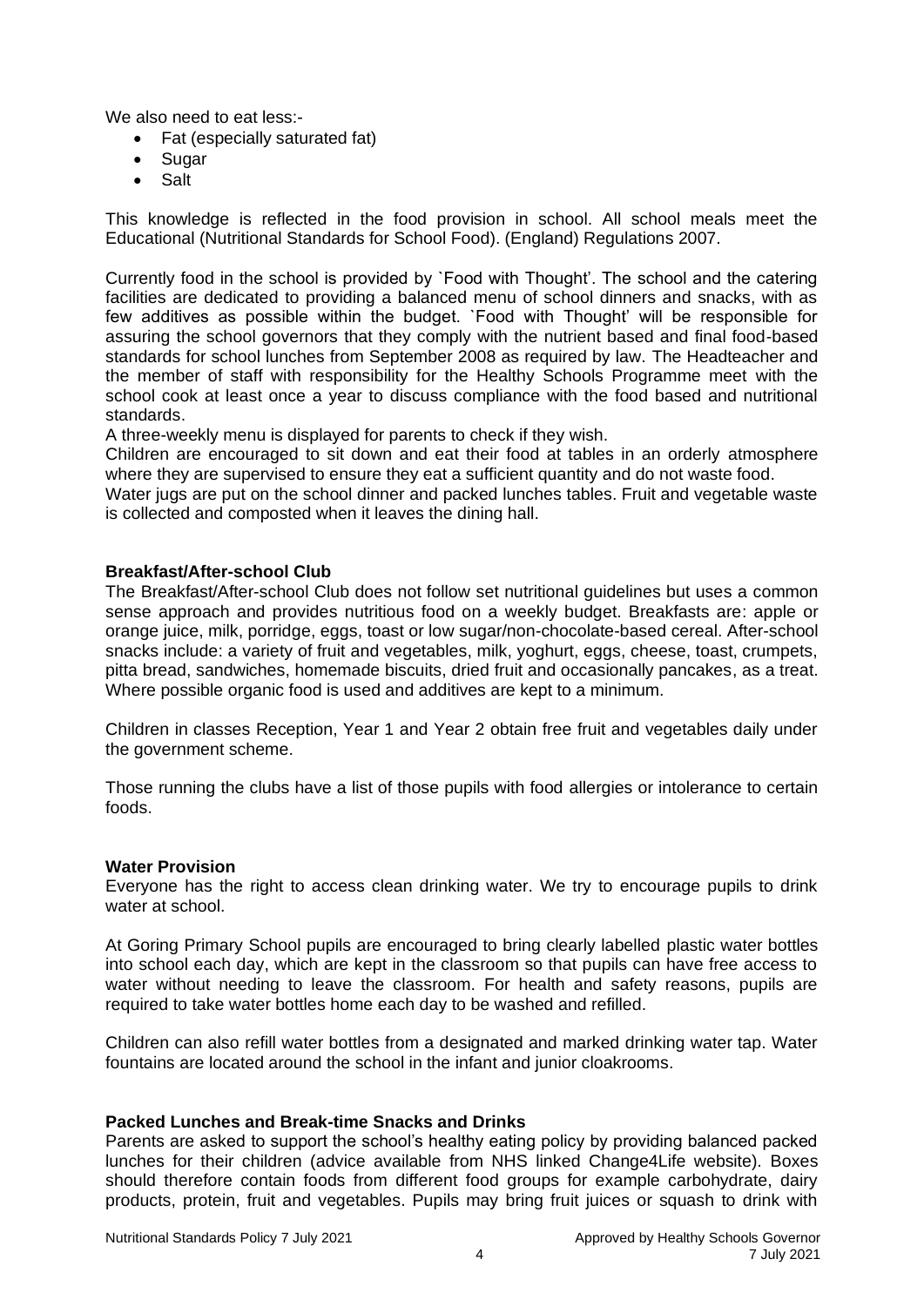We also need to eat less:-

- Fat (especially saturated fat)
- Sugar
- Salt

This knowledge is reflected in the food provision in school. All school meals meet the Educational (Nutritional Standards for School Food). (England) Regulations 2007.

Currently food in the school is provided by `Food with Thought'. The school and the catering facilities are dedicated to providing a balanced menu of school dinners and snacks, with as few additives as possible within the budget. `Food with Thought' will be responsible for assuring the school governors that they comply with the nutrient based and final food-based standards for school lunches from September 2008 as required by law. The Headteacher and the member of staff with responsibility for the Healthy Schools Programme meet with the school cook at least once a year to discuss compliance with the food based and nutritional standards.

A three-weekly menu is displayed for parents to check if they wish.

Children are encouraged to sit down and eat their food at tables in an orderly atmosphere where they are supervised to ensure they eat a sufficient quantity and do not waste food.

Water jugs are put on the school dinner and packed lunches tables. Fruit and vegetable waste is collected and composted when it leaves the dining hall.

**Breakfast/After-school Club**

The Breakfast/After-school Club does not follow set nutritional guidelines but uses a common sense approach and provides nutritious food on a weekly budget. Breakfasts are: apple or orange juice, milk, porridge, eggs, toast or low sugar/non-chocolate-based cereal. After-school snacks include: a variety of fruit and vegetables, milk, yoghurt, eggs, cheese, toast, crumpets, pitta bread, sandwiches, homemade biscuits, dried fruit and occasionally pancakes, as a treat. Where possible organic food is used and additives are kept to a minimum.

Children in classes Reception, Year 1 and Year 2 obtain free fruit and vegetables daily under the government scheme.

Those running the clubs have a list of those pupils with food allergies or intolerance to certain foods.

**Water Provision**

Everyone has the right to access clean drinking water. We try to encourage pupils to drink water at school.

At Goring Primary School pupils are encouraged to bring clearly labelled plastic water bottles into school each day, which are kept in the classroom so that pupils can have free access to water without needing to leave the classroom. For health and safety reasons, pupils are required to take water bottles home each day to be washed and refilled.

Children can also refill water bottles from a designated and marked drinking water tap. Water fountains are located around the school in the infant and junior cloakrooms.

**Packed Lunches and Break-time Snacks and Drinks**

Parents are asked to support the school's healthy eating policy by providing balanced packed lunches for their children (advice available from NHS linked Change4Life website). Boxes should therefore contain foods from different food groups for example carbohydrate, dairy products, protein, fruit and vegetables. Pupils may bring fruit juices or squash to drink with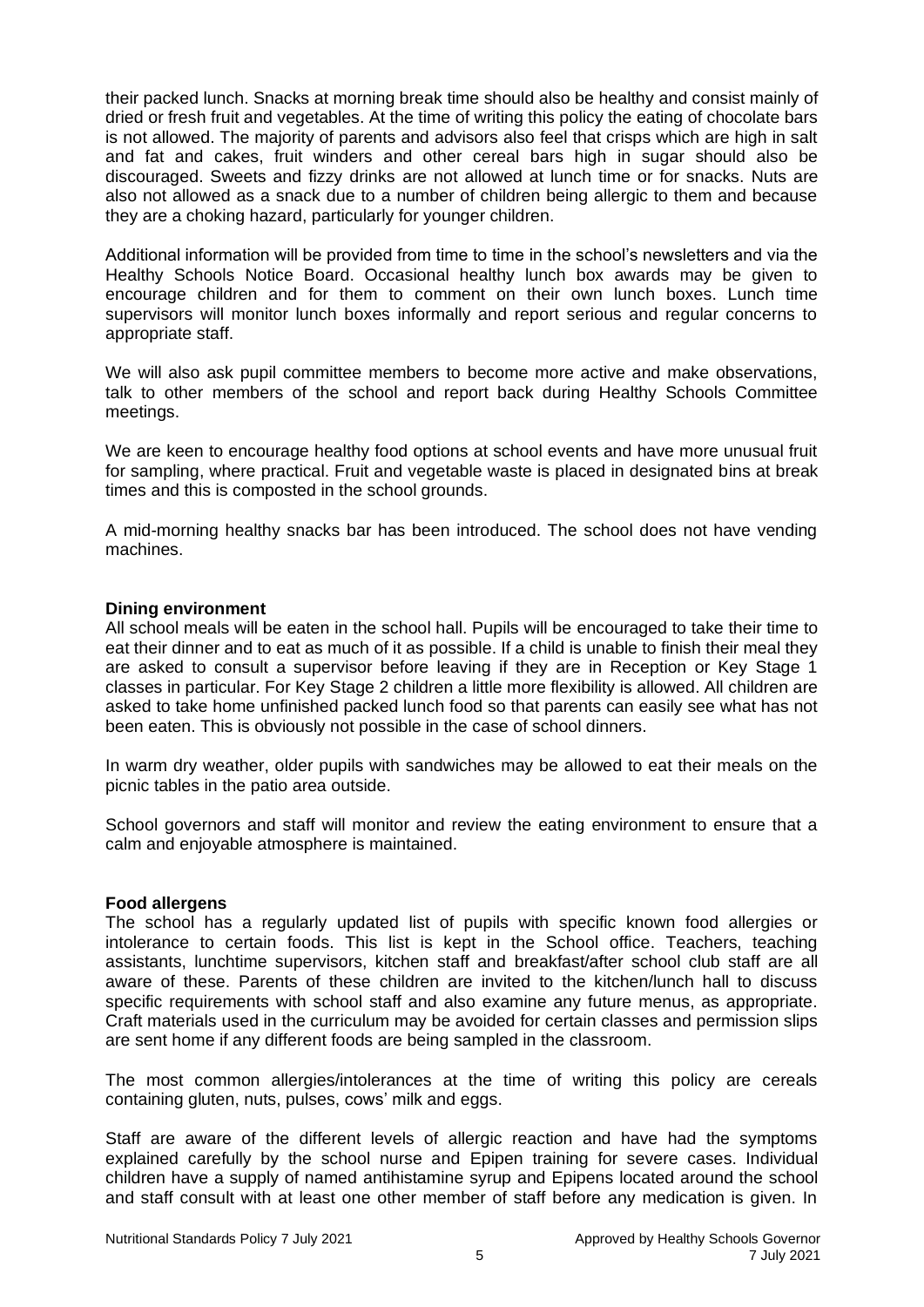their packed lunch. Snacks at morning break time should also be healthy and consist mainly of dried or fresh fruit and vegetables. At the time of writing this policy the eating of chocolate bars is not allowed. The majority of parents and advisors also feel that crisps which are high in salt and fat and cakes, fruit winders and other cereal bars high in sugar should also be discouraged. Sweets and fizzy drinks are not allowed at lunch time or for snacks. Nuts are also not allowed as a snack due to a number of children being allergic to them and because they are a choking hazard, particularly for younger children.

Additional information will be provided from time to time in the school's newsletters and via the Healthy Schools Notice Board. Occasional healthy lunch box awards may be given to encourage children and for them to comment on their own lunch boxes. Lunch time supervisors will monitor lunch boxes informally and report serious and regular concerns to appropriate staff.

We will also ask pupil committee members to become more active and make observations, talk to other members of the school and report back during Healthy Schools Committee meetings.

We are keen to encourage healthy food options at school events and have more unusual fruit for sampling, where practical. Fruit and vegetable waste is placed in designated bins at break times and this is composted in the school grounds.

A mid-morning healthy snacks bar has been introduced. The school does not have vending machines.

**Dining environment**

All school meals will be eaten in the school hall. Pupils will be encouraged to take their time to eat their dinner and to eat as much of it as possible. If a child is unable to finish their meal they are asked to consult a supervisor before leaving if they are in Reception or Key Stage 1 classes in particular. For Key Stage 2 children a little more flexibility is allowed. All children are asked to take home unfinished packed lunch food so that parents can easily see what has not been eaten. This is obviously not possible in the case of school dinners.

In warm dry weather, older pupils with sandwiches may be allowed to eat their meals on the picnic tables in the patio area outside.

School governors and staff will monitor and review the eating environment to ensure that a calm and enjoyable atmosphere is maintained.

**Food allergens**

The school has a regularly updated list of pupils with specific known food allergies or intolerance to certain foods. This list is kept in the School office. Teachers, teaching assistants, lunchtime supervisors, kitchen staff and breakfast/after school club staff are all aware of these. Parents of these children are invited to the kitchen/lunch hall to discuss specific requirements with school staff and also examine any future menus, as appropriate. Craft materials used in the curriculum may be avoided for certain classes and permission slips are sent home if any different foods are being sampled in the classroom.

The most common allergies/intolerances at the time of writing this policy are cereals containing gluten, nuts, pulses, cows' milk and eggs.

Staff are aware of the different levels of allergic reaction and have had the symptoms explained carefully by the school nurse and Epipen training for severe cases. Individual children have a supply of named antihistamine syrup and Epipens located around the school and staff consult with at least one other member of staff before any medication is given. In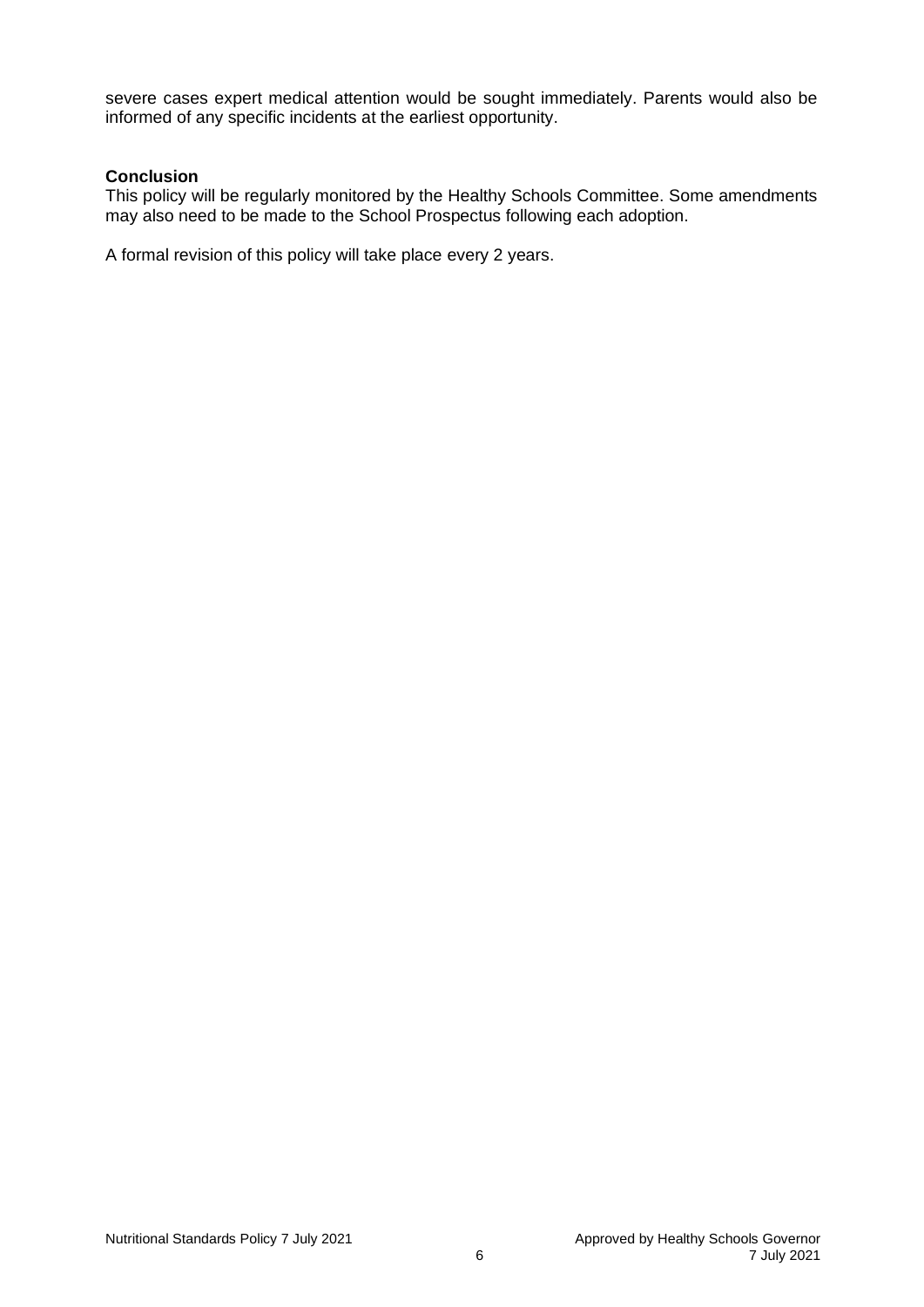severe cases expert medical attention would be sought immediately. Parents would also be informed of any specific incidents at the earliest opportunity.

**Conclusion**

This policy will be regularly monitored by the Healthy Schools Committee. Some amendments may also need to be made to the School Prospectus following each adoption.

A formal revision of this policy will take place every 2 years.